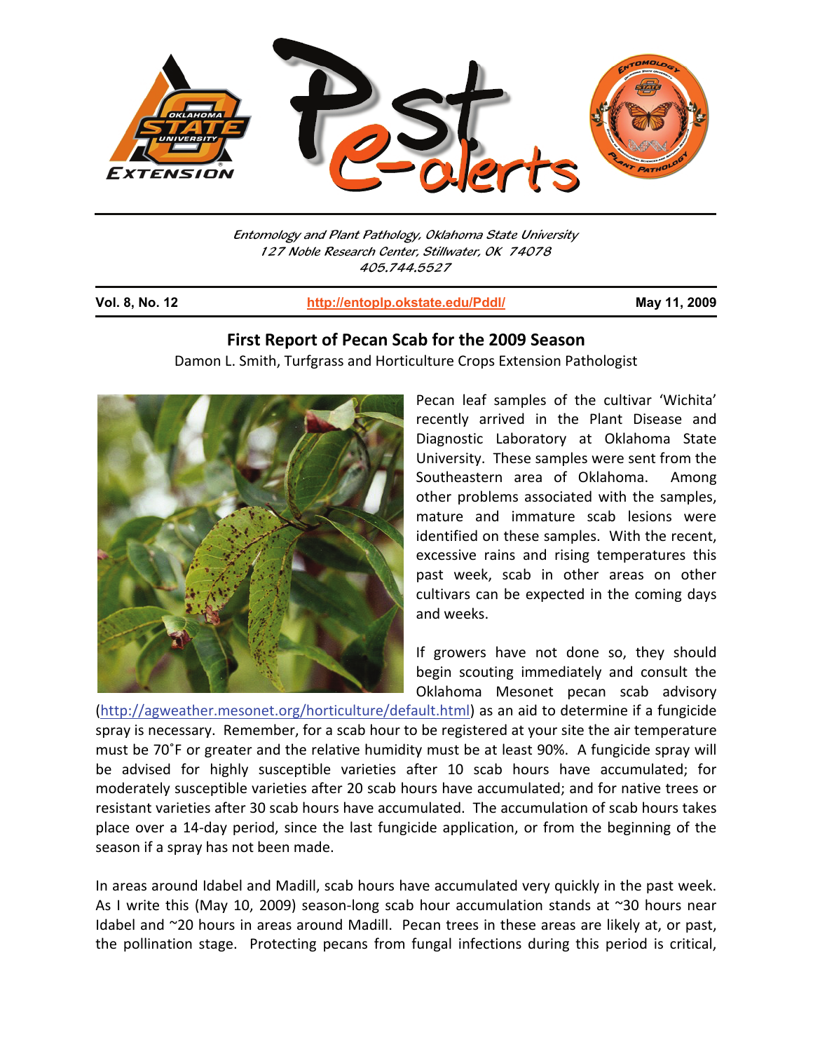Entomology and Plant Pathology, Oklahoma State University
127 Noble Research Center, Stillwater, OK 74078
405.744.5527

**Vol. 8, No. 12** | http://entoplp.okstate.edu/Pddl/ | **May 11, 2009**

## First Report of Pecan Scab for the 2009 Season

Damon L. Smith, Turfgrass and Horticulture Crops Extension Pathologist

Pecan leaf samples of the cultivar 'Wichita' recently arrived in the Plant Disease and Diagnostic Laboratory at Oklahoma State University. These samples were sent from the Southeastern area of Oklahoma. Among other problems associated with the samples, mature and immature scab lesions were identified on these samples. With the recent, excessive rains and rising temperatures this past week, scab in other areas on other cultivars can be expected in the coming days and weeks.

If growers have not done so, they should begin scouting immediately and consult the Oklahoma Mesonet pecan scab advisory (http://agweather.mesonet.org/horticulture/default.html) as an aid to determine if a fungicide spray is necessary. Remember, for a scab hour to be registered at your site the air temperature must be 70˚F or greater and the relative humidity must be at least 90%. A fungicide spray will be advised for highly susceptible varieties after 10 scab hours have accumulated; for moderately susceptible varieties after 20 scab hours have accumulated; and for native trees or resistant varieties after 30 scab hours have accumulated. The accumulation of scab hours takes place over a 14-day period, since the last fungicide application, or from the beginning of the season if a spray has not been made.

In areas around Idabel and Madill, scab hours have accumulated very quickly in the past week. As I write this (May 10, 2009) season-long scab hour accumulation stands at ~30 hours near Idabel and ~20 hours in areas around Madill. Pecan trees in these areas are likely at, or past, the pollination stage. Protecting pecans from fungal infections during this period is critical,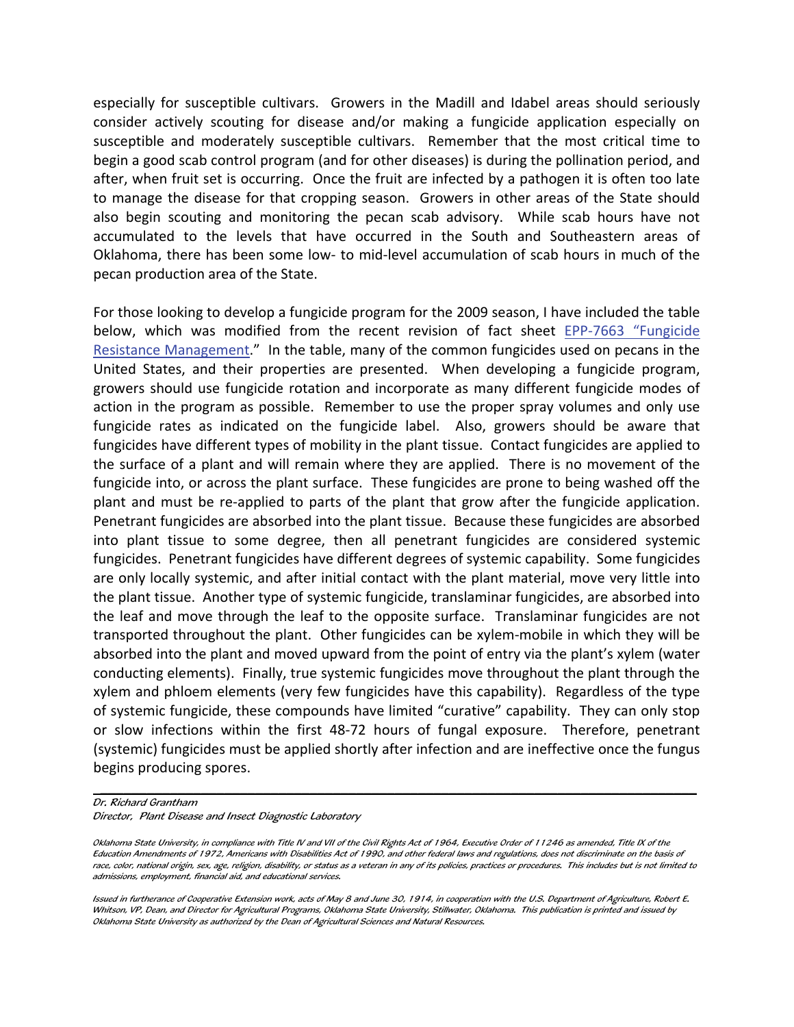especially for susceptible cultivars. Growers in the Madill and Idabel areas should seriously consider actively scouting for disease and/or making a fungicide application especially on susceptible and moderately susceptible cultivars. Remember that the most critical time to begin a good scab control program (and for other diseases) is during the pollination period, and after, when fruit set is occurring. Once the fruit are infected by a pathogen it is often too late to manage the disease for that cropping season. Growers in other areas of the State should also begin scouting and monitoring the pecan scab advisory. While scab hours have not accumulated to the levels that have occurred in the South and Southeastern areas of Oklahoma, there has been some low- to mid-level accumulation of scab hours in much of the pecan production area of the State.

For those looking to develop a fungicide program for the 2009 season, I have included the table below, which was modified from the recent revision of fact sheet EPP-7663 "Fungicide Resistance Management." In the table, many of the common fungicides used on pecans in the United States, and their properties are presented. When developing a fungicide program, growers should use fungicide rotation and incorporate as many different fungicide modes of action in the program as possible. Remember to use the proper spray volumes and only use fungicide rates as indicated on the fungicide label. Also, growers should be aware that fungicides have different types of mobility in the plant tissue. Contact fungicides are applied to the surface of a plant and will remain where they are applied. There is no movement of the fungicide into, or across the plant surface. These fungicides are prone to being washed off the plant and must be re-applied to parts of the plant that grow after the fungicide application. Penetrant fungicides are absorbed into the plant tissue. Because these fungicides are absorbed into plant tissue to some degree, then all penetrant fungicides are considered systemic fungicides. Penetrant fungicides have different degrees of systemic capability. Some fungicides are only locally systemic, and after initial contact with the plant material, move very little into the plant tissue. Another type of systemic fungicide, translaminar fungicides, are absorbed into the leaf and move through the leaf to the opposite surface. Translaminar fungicides are not transported throughout the plant. Other fungicides can be xylem-mobile in which they will be absorbed into the plant and moved upward from the point of entry via the plant's xylem (water conducting elements). Finally, true systemic fungicides move throughout the plant through the xylem and phloem elements (very few fungicides have this capability). Regardless of the type of systemic fungicide, these compounds have limited "curative" capability. They can only stop or slow infections within the first 48-72 hours of fungal exposure. Therefore, penetrant (systemic) fungicides must be applied shortly after infection and are ineffective once the fungus begins producing spores.

---

*Dr. Richard Grantham*
*Director, Plant Disease and Insect Diagnostic Laboratory*

*Oklahoma State University, in compliance with Title IV and VII of the Civil Rights Act of 1964, Executive Order of 11246 as amended, Title IX of the Education Amendments of 1972, Americans with Disabilities Act of 1990, and other federal laws and regulations, does not discriminate on the basis of race, color, national origin, sex, age, religion, disability, or status as a veteran in any of its policies, practices or procedures. This includes but is not limited to admissions, employment, financial aid, and educational services.*

*Issued in furtherance of Cooperative Extension work, acts of May 8 and June 30, 1914, in cooperation with the U.S. Department of Agriculture, Robert E. Whitson, VP, Dean, and Director for Agricultural Programs, Oklahoma State University, Stillwater, Oklahoma. This publication is printed and issued by Oklahoma State University as authorized by the Dean of Agricultural Sciences and Natural Resources.*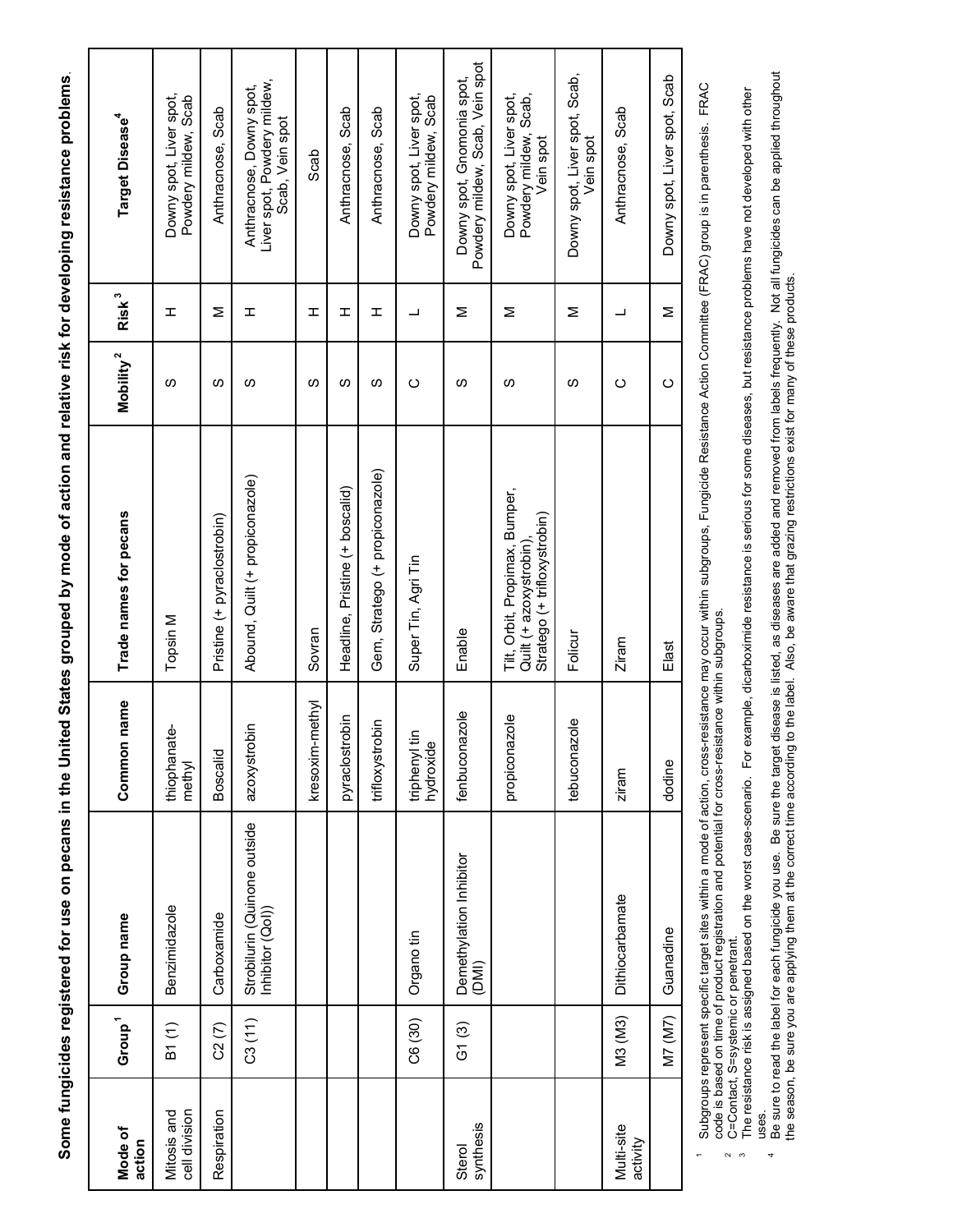**Some fungicides registered for use on pecans in the United States grouped by mode of action and relative risk for developing resistance problems.**

| Mode of action | Group[1] | Group name | Common name | Trade names for pecans | Mobility[2] | Risk[3] | Target Disease[4] |
|---|---|---|---|---|---|---|---|
| Mitosis and cell division | B1 (1) | Benzimidazole | thiophanate-methyl | Topsin M | S | H | Downy spot, Liver spot, Powdery mildew, Scab |
| Respiration | C2 (7) | Carboxamide | Boscalid | Pristine (+ pyraclostrobin) | S | M | Anthracnose, Scab |
| | C3 (11) | Strobilurin (Quinone outside Inhibitor (QoI)) | azoxystrobin | Abound, Quilt (+ propiconazole) | S | H | Anthracnose, Downy spot, Liver spot, Powdery mildew, Scab, Vein spot |
| | | | kresoxim-methyl | Sovran | S | H | Scab |
| | | | pyraclostrobin | Headline, Pristine (+ boscalid) | S | H | Anthracnose, Scab |
| | | | trifloxystrobin | Gem, Stratego (+ propiconazole) | S | H | Anthracnose, Scab |
| | C6 (30) | Organo tin | triphenyl tin hydroxide | Super Tin, Agri Tin | C | L | Downy spot, Liver spot, Powdery mildew, Scab |
| Sterol synthesis | G1 (3) | Demethylation Inhibitor (DMI) | fenbuconazole | Enable | S | M | Downy spot, Gnomonia spot, Powdery mildew, Scab, Vein spot |
| | | | propiconazole | Tilt, Orbit, Propimax, Bumper, Quilt (+ azoxystrobin), Stratego (+ trifloxystrobin) | S | M | Downy spot, Liver spot, Powdery mildew, Scab, Vein spot |
| | | | tebuconazole | Folicur | S | M | Downy spot, Liver spot, Scab, Vein spot |
| Multi-site activity | M3 (M3) | Dithiocarbamate | ziram | Ziram | C | L | Anthracnose, Scab |
| | M7 (M7) | Guanadine | dodine | Elast | C | M | Downy spot, Liver spot, Scab |

[1] Subgroups represent specific target sites within a mode of action, cross-resistance may occur within subgroups, Fungicide Resistance Action Committee (FRAC) group is in parenthesis. FRAC code is based on time of product registration and potential for cross-resistance within subgroups.

[2] C=Contact, S=systemic or penetrant.

[3] The resistance risk is assigned based on the worst case-scenario. For example, dicarboximide resistance is serious for some diseases, but resistance problems have not developed with other uses.

[4] Be sure to read the label for each fungicide you use. Be sure the target disease is listed, as diseases are added and removed from labels frequently. Not all fungicides can be applied throughout the season, be sure you are applying them at the correct time according to the label. Also, be aware that grazing restrictions exist for many of these products.